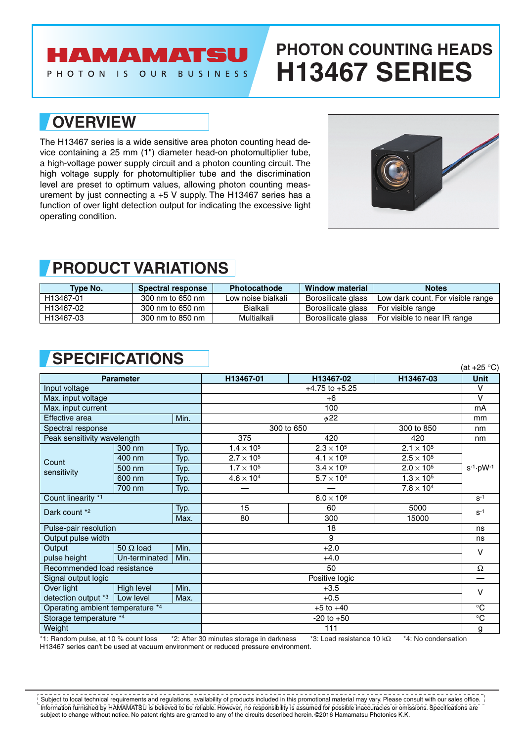# HAMAMATSU

PHOTON IS OUR BUSINESS

# PHOTON COUNTING HEADS H13467 SERIES

## OVERVIEW

The H13467 series is a wide sensitive area photon counting head device containing a 25 mm (1") diameter head-on photomultiplier tube, a high-voltage power supply circuit and a photon counting circuit. The high voltage supply for photomultiplier tube and the discrimination level are preset to optimum values, allowing photon counting measurement by just connecting a +5 V supply. The H13467 series has a function of over light detection output for indicating the excessive light operating condition.

## PRODUCT VARIATIONS

| Type No. | Spectral response | Photocathode | Window material | Notes |
|---|---|---|---|---|
| H13467-01 | 300 nm to 650 nm | Low noise bialkali | Borosilicate glass | Low dark count. For visible range |
| H13467-02 | 300 nm to 650 nm | Bialkali | Borosilicate glass | For visible range |
| H13467-03 | 300 nm to 850 nm | Multialkali | Borosilicate glass | For visible to near IR range |

## SPECIFICATIONS

(at +25 °C)

| Parameter | | | H13467-01 | H13467-02 | H13467-03 | Unit |
|---|---|---|---|---|---|---|
| Input voltage | | | +4.75 to +5.25 | | | V |
| Max. input voltage | | | +6 | | | V |
| Max. input current | | | 100 | | | mA |
| Effective area | | Min. | $\phi$22 | | | mm |
| Spectral response | | | 300 to 650 | | 300 to 850 | nm |
| Peak sensitivity wavelength | | | 375 | 420 | 420 | nm |
| Count sensitivity | 300 nm | Typ. | $1.4 \times 10^5$ | $2.3 \times 10^5$ | $2.1 \times 10^5$ | $s^{-1} \cdot pW^{-1}$ |
| | 400 nm | Typ. | $2.7 \times 10^5$ | $4.1 \times 10^5$ | $2.5 \times 10^5$ | |
| | 500 nm | Typ. | $1.7 \times 10^5$ | $3.4 \times 10^5$ | $2.0 \times 10^5$ | |
| | 600 nm | Typ. | $4.6 \times 10^4$ | $5.7 \times 10^4$ | $1.3 \times 10^5$ | |
| | 700 nm | Typ. | — | — | $7.8 \times 10^4$ | |
| Count linearity *1 | | | $6.0 \times 10^6$ | | | $s^{-1}$ |
| Dark count *2 | | Typ. | 15 | 60 | 5000 | $s^{-1}$ |
| | | Max. | 80 | 300 | 15000 | |
| Pulse-pair resolution | | | 18 | | | ns |
| Output pulse width | | | 9 | | | ns |
| Output pulse height | 50 Ω load | Min. | +2.0 | | | V |
| | Un-terminated | Min. | +4.0 | | | |
| Recommended load resistance | | | 50 | | | Ω |
| Signal output logic | | | Positive logic | | | — |
| Over light detection output *3 | High level | Min. | +3.5 | | | V |
| | Low level | Max. | +0.5 | | | |
| Operating ambient temperature *4 | | | +5 to +40 | | | °C |
| Storage temperature *4 | | | -20 to +50 | | | °C |
| Weight | | | 111 | | | g |

*1: Random pulse, at 10 % count loss  *2: After 30 minutes storage in darkness  *3: Load resistance 10 kΩ  *4: No condensation

H13467 series can't be used at vacuum environment or reduced pressure environment.

Subject to local technical requirements and regulations, availability of products included in this promotional material may vary. Please consult with our sales office.
Information furnished by HAMAMATSU is believed to be reliable. However, no responsibility is assumed for possible inaccuracies or omissions. Specifications are subject to change without notice. No patent rights are granted to any of the circuits described herein. ©2016 Hamamatsu Photonics K.K.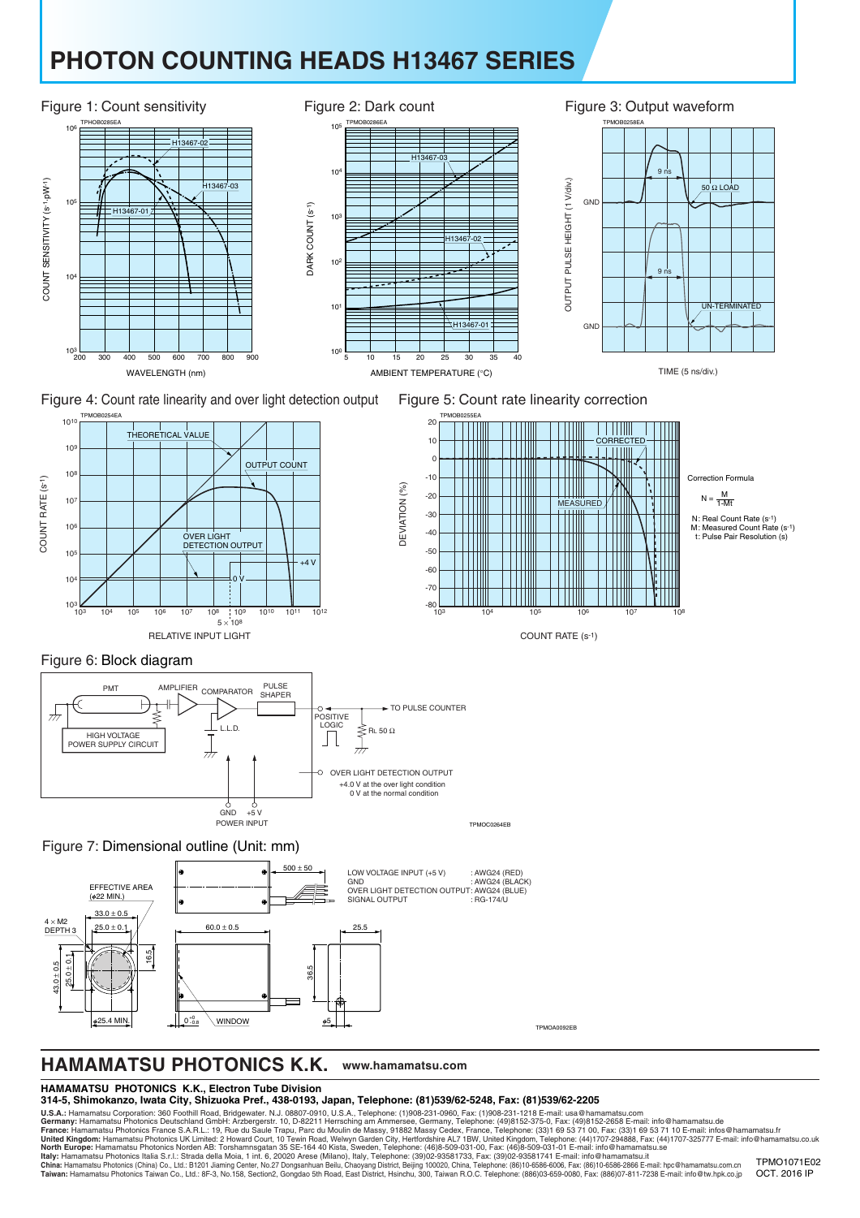# PHOTON COUNTING HEADS H13467 SERIES

Figure 1: Count sensitivity

TPHOB0285EA

COUNT SENSITIVITY (s-1·pW-1)

WAVELENGTH (nm)

H13467-02

H13467-03

H13467-01

Figure 2: Dark count

TPMOB0286EA

DARK COUNT (s-1)

AMBIENT TEMPERATURE (°C)

H13467-03

H13467-02

H13467-01

Figure 3: Output waveform

TPMOB0258EA

OUTPUT PULSE HEIGHT (1 V/div.)

TIME (5 ns/div.)

GND

9 ns

50 Ω LOAD

UN-TERMINATED

Figure 4: Count rate linearity and over light detection output

TPMOB0254EA

COUNT RATE (s-1)

RELATIVE INPUT LIGHT

THEORETICAL VALUE

OUTPUT COUNT

OVER LIGHT DETECTION OUTPUT

+4 V

0 V

$5 \times 10^8$

Figure 5: Count rate linearity correction

TPMOB0255EA

DEVIATION (%)

COUNT RATE (s-1)

CORRECTED

MEASURED

Correction Formula

$$N = \frac{M}{1-Mt}$$

N: Real Count Rate (s-1)
M: Measured Count Rate (s-1)
t: Pulse Pair Resolution (s)

Figure 6: Block diagram

PMT

AMPLIFIER

COMPARATOR

PULSE SHAPER

HIGH VOLTAGE POWER SUPPLY CIRCUIT

L.L.D.

POSITIVE LOGIC

TO PULSE COUNTER

RL 50 Ω

OVER LIGHT DETECTION OUTPUT
+4.0 V at the over light condition
0 V at the normal condition

GND +5 V
POWER INPUT

TPMOC0264EB

Figure 7: Dimensional outline (Unit: mm)

EFFECTIVE AREA (ϕ22 MIN.)

4 × M2 DEPTH 3

33.0 ± 0.5

25.0 ± 0.1

43.0 ± 0.5

25.0 ± 0.1

16.5

ϕ25.4 MIN.

500 ± 50

60.0 ± 0.5

$0^{-0}_{-0.8}$

WINDOW

25.5

36.5

ϕ5

LOW VOLTAGE INPUT (+5 V) : AWG24 (RED)
GND : AWG24 (BLACK)
OVER LIGHT DETECTION OUTPUT: AWG24 (BLUE)
SIGNAL OUTPUT : RG-174/U

TPMOA0092EB

## HAMAMATSU PHOTONICS K.K. www.hamamatsu.com

**HAMAMATSU PHOTONICS K.K., Electron Tube Division**
**314-5, Shimokanzo, Iwata City, Shizuoka Pref., 438-0193, Japan, Telephone: (81)539/62-5248, Fax: (81)539/62-2205**

**U.S.A.:** Hamamatsu Corporation: 360 Foothill Road, Bridgewater. N.J. 08807-0910, U.S.A., Telephone: (1)908-231-0960, Fax: (1)908-231-1218 E-mail: usa@hamamatsu.com
**Germany:** Hamamatsu Photonics Deutschland GmbH: Arzbergerstr. 10, D-82211 Herrsching am Ammersee, Germany, Telephone: (49)8152-375-0, Fax: (49)8152-2658 E-mail: info@hamamatsu.de
**France:** Hamamatsu Photonics France S.A.R.L.: 19, Rue du Saule Trapu, Parc du Moulin de Massy, 91882 Massy Cedex, France, Telephone: (33)1 69 53 71 00, Fax: (33)1 69 53 71 10 E-mail: infos@hamamatsu.fr
**United Kingdom:** Hamamatsu Photonics UK Limited: 2 Howard Court, 10 Tewin Road, Welwyn Garden City, Hertfordshire AL7 1BW, United Kingdom, Telephone: (44)1707-294888, Fax: (44)1707-325777 E-mail: info@hamamatsu.co.uk
**North Europe:** Hamamatsu Photonics Norden AB: Torshamnsgatan 35 SE-164 40 Kista, Sweden, Telephone: (46)8-509-031-00, Fax: (46)8-509-031-01 E-mail: info@hamamatsu.se
**Italy:** Hamamatsu Photonics Italia S.r.l.: Strada della Moia, 1 int. 6, 20020 Arese (Milano), Italy, Telephone: (39)02-93581733, Fax: (39)02-93581741 E-mail: info@hamamatsu.it
**China:** Hamamatsu Photonics (China) Co., Ltd.: B1201 Jiaming Center, No.27 Dongsanhuan Beilu, Chaoyang District, Beijing 100020, China, Telephone: (86)10-6586-6006, Fax: (86)10-6586-2866 E-mail: hpc@hamamatsu.com.cn
**Taiwan:** Hamamatsu Photonics Taiwan Co., Ltd.: 8F-3, No.158, Section2, Gongdao 5th Road, East District, Hsinchu, 300, Taiwan R.O.C. Telephone: (886)03-659-0080, Fax: (886)07-811-7238 E-mail: info@tw.hpk.co.jp

TPMO1071E02
OCT. 2016 IP